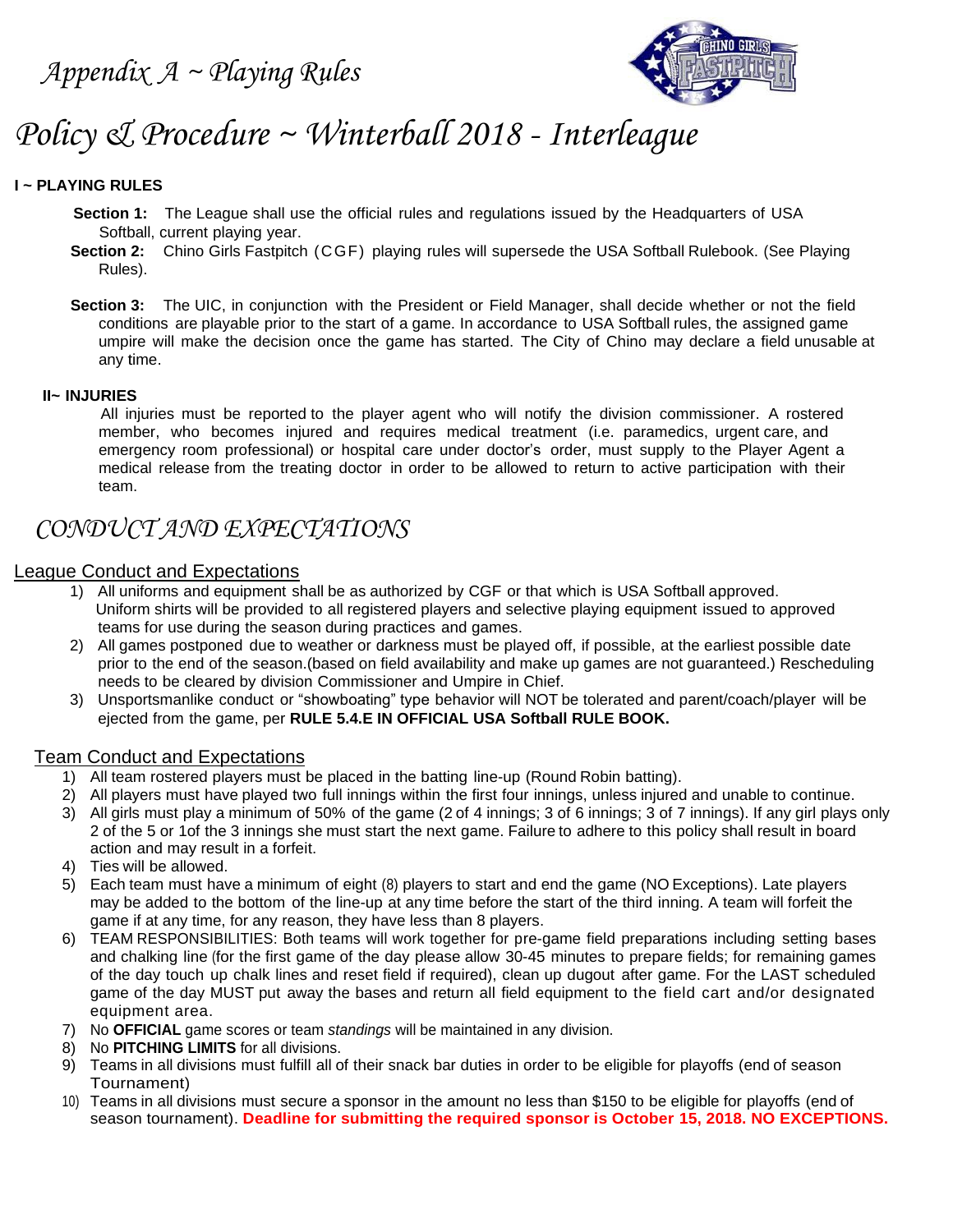# Appendix A ~ Playing Rules

# Policy & Procedure ~ Winterball 2018 - Interleague

**I ~ PLAYING RULES**

**Section 1:** The League shall use the official rules and regulations issued by the Headquarters of USA Softball, current playing year.

**Section 2:** Chino Girls Fastpitch (CGF) playing rules will supersede the USA Softball Rulebook. (See Playing Rules).

**Section 3:** The UIC, in conjunction with the President or Field Manager, shall decide whether or not the field conditions are playable prior to the start of a game. In accordance to USA Softball rules, the assigned game umpire will make the decision once the game has started. The City of Chino may declare a field unusable at any time.

**II~ INJURIES**

All injuries must be reported to the player agent who will notify the division commissioner. A rostered member, who becomes injured and requires medical treatment (i.e. paramedics, urgent care, and emergency room professional) or hospital care under doctor's order, must supply to the Player Agent a medical release from the treating doctor in order to be allowed to return to active participation with their team.

## CONDUCT AND EXPECTATIONS

### League Conduct and Expectations

1) All uniforms and equipment shall be as authorized by CGF or that which is USA Softball approved. Uniform shirts will be provided to all registered players and selective playing equipment issued to approved teams for use during the season during practices and games.
2) All games postponed due to weather or darkness must be played off, if possible, at the earliest possible date prior to the end of the season.(based on field availability and make up games are not guaranteed.) Rescheduling needs to be cleared by division Commissioner and Umpire in Chief.
3) Unsportsmanlike conduct or "showboating" type behavior will NOT be tolerated and parent/coach/player will be ejected from the game, per **RULE 5.4.E IN OFFICIAL USA Softball RULE BOOK.**

### Team Conduct and Expectations

1) All team rostered players must be placed in the batting line-up (Round Robin batting).
2) All players must have played two full innings within the first four innings, unless injured and unable to continue.
3) All girls must play a minimum of 50% of the game (2 of 4 innings; 3 of 6 innings; 3 of 7 innings). If any girl plays only 2 of the 5 or 1of the 3 innings she must start the next game. Failure to adhere to this policy shall result in board action and may result in a forfeit.
4) Ties will be allowed.
5) Each team must have a minimum of eight (8) players to start and end the game (NO Exceptions). Late players may be added to the bottom of the line-up at any time before the start of the third inning. A team will forfeit the game if at any time, for any reason, they have less than 8 players.
6) TEAM RESPONSIBILITIES: Both teams will work together for pre-game field preparations including setting bases and chalking line (for the first game of the day please allow 30-45 minutes to prepare fields; for remaining games of the day touch up chalk lines and reset field if required), clean up dugout after game. For the LAST scheduled game of the day MUST put away the bases and return all field equipment to the field cart and/or designated equipment area.
7) No **OFFICIAL** game scores or team *standings* will be maintained in any division.
8) No **PITCHING LIMITS** for all divisions.
9) Teams in all divisions must fulfill all of their snack bar duties in order to be eligible for playoffs (end of season Tournament)
10) Teams in all divisions must secure a sponsor in the amount no less than $150 to be eligible for playoffs (end of season tournament). **Deadline for submitting the required sponsor is October 15, 2018. NO EXCEPTIONS.**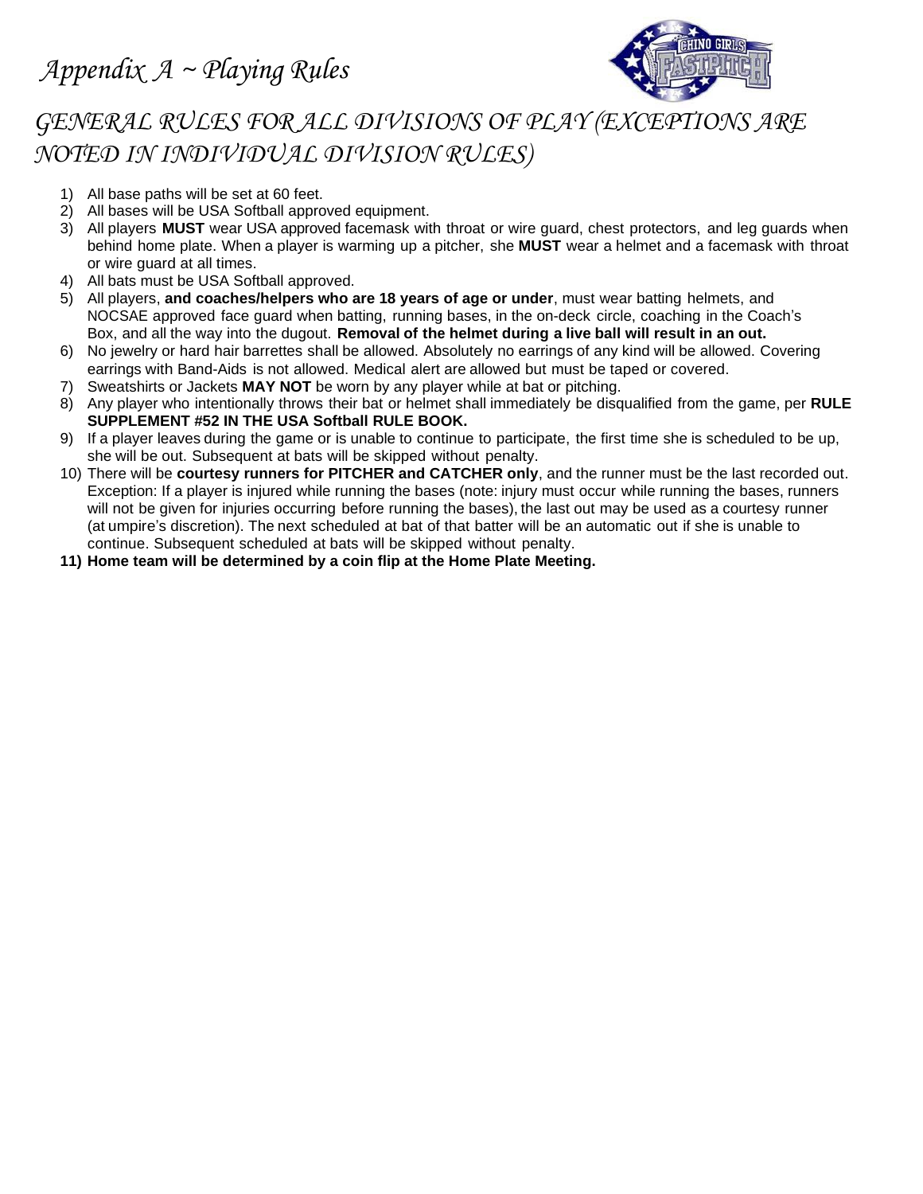# *Appendix A ~ Playing Rules*

## *GENERAL RULES FOR ALL DIVISIONS OF PLAY (EXCEPTIONS ARE NOTED IN INDIVIDUAL DIVISION RULES)*

1) All base paths will be set at 60 feet.
2) All bases will be USA Softball approved equipment.
3) All players **MUST** wear USA approved facemask with throat or wire guard, chest protectors, and leg guards when behind home plate. When a player is warming up a pitcher, she **MUST** wear a helmet and a facemask with throat or wire guard at all times.
4) All bats must be USA Softball approved.
5) All players, **and coaches/helpers who are 18 years of age or under**, must wear batting helmets, and NOCSAE approved face guard when batting, running bases, in the on-deck circle, coaching in the Coach's Box, and all the way into the dugout. **Removal of the helmet during a live ball will result in an out.**
6) No jewelry or hard hair barrettes shall be allowed. Absolutely no earrings of any kind will be allowed. Covering earrings with Band-Aids is not allowed. Medical alert are allowed but must be taped or covered.
7) Sweatshirts or Jackets **MAY NOT** be worn by any player while at bat or pitching.
8) Any player who intentionally throws their bat or helmet shall immediately be disqualified from the game, per **RULE SUPPLEMENT #52 IN THE USA Softball RULE BOOK.**
9) If a player leaves during the game or is unable to continue to participate, the first time she is scheduled to be up, she will be out. Subsequent at bats will be skipped without penalty.
10) There will be **courtesy runners for PITCHER and CATCHER only**, and the runner must be the last recorded out. Exception: If a player is injured while running the bases (note: injury must occur while running the bases, runners will not be given for injuries occurring before running the bases), the last out may be used as a courtesy runner (at umpire's discretion). The next scheduled at bat of that batter will be an automatic out if she is unable to continue. Subsequent scheduled at bats will be skipped without penalty.
11) **Home team will be determined by a coin flip at the Home Plate Meeting.**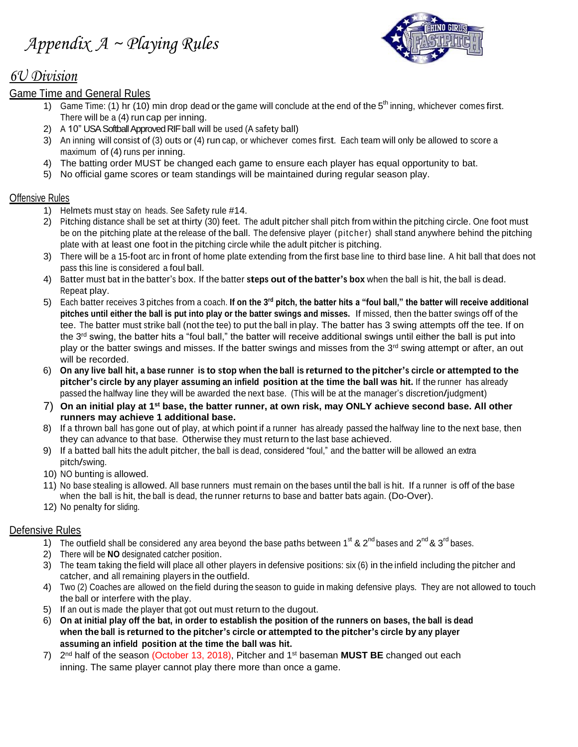# *Appendix A ~ Playing Rules*

## *6U Division*

### Game Time and General Rules

1) Game Time: (1) hr (10) min drop dead or the game will conclude at the end of the 5th inning, whichever comes first. There will be a (4) run cap per inning.
2) A 10" USA Softball Approved RIF ball will be used (A safety ball)
3) An inning will consist of (3) outs or (4) run cap, or whichever comes first. Each team will only be allowed to score a maximum of (4) runs per inning.
4) The batting order MUST be changed each game to ensure each player has equal opportunity to bat.
5) No official game scores or team standings will be maintained during regular season play.

### Offensive Rules

1) Helmets must stay on heads. See Safety rule #14.
2) Pitching distance shall be set at thirty (30) feet. The adult pitcher shall pitch from within the pitching circle. One foot must be on the pitching plate at the release of the ball. The defensive player (pitcher) shall stand anywhere behind the pitching plate with at least one foot in the pitching circle while the adult pitcher is pitching.
3) There will be a 15-foot arc in front of home plate extending from the first base line to third base line. A hit ball that does not pass this line is considered a foul ball.
4) Batter must bat in the batter's box. If the batter **steps out of the batter's box** when the ball is hit, the ball is dead. Repeat play.
5) Each batter receives 3 pitches from a coach. **If on the 3rd pitch, the batter hits a "foul ball," the batter will receive additional pitches until either the ball is put into play or the batter swings and misses.** If missed, then the batter swings off of the tee. The batter must strike ball (not the tee) to put the ball in play. The batter has 3 swing attempts off the tee. If on the 3rd swing, the batter hits a "foul ball," the batter will receive additional swings until either the ball is put into play or the batter swings and misses. If the batter swings and misses from the 3rd swing attempt or after, an out will be recorded.
6) **On any live ball hit, a base runner is to stop when the ball is returned to the pitcher's circle or attempted to the pitcher's circle by any player assuming an infield position at the time the ball was hit.** If the runner has already passed the halfway line they will be awarded the next base. (This will be at the manager's discretion/judgment)
7) **On an initial play at 1st base, the batter runner, at own risk, may ONLY achieve second base. All other runners may achieve 1 additional base.**
8) If a thrown ball has gone out of play, at which point if a runner has already passed the halfway line to the next base, then they can advance to that base. Otherwise they must return to the last base achieved.
9) If a batted ball hits the adult pitcher, the ball is dead, considered "foul," and the batter will be allowed an extra pitch/swing.
10) NO bunting is allowed.
11) No base stealing is allowed. All base runners must remain on the bases until the ball is hit. If a runner is off of the base when the ball is hit, the ball is dead, the runner returns to base and batter bats again. (Do-Over).
12) No penalty for sliding.

### Defensive Rules

1) The outfield shall be considered any area beyond the base paths between 1st & 2nd bases and 2nd & 3rd bases.
2) There will be **NO** designated catcher position.
3) The team taking the field will place all other players in defensive positions: six (6) in the infield including the pitcher and catcher, and all remaining players in the outfield.
4) Two (2) Coaches are allowed on the field during the season to guide in making defensive plays. They are not allowed to touch the ball or interfere with the play.
5) If an out is made the player that got out must return to the dugout.
6) **On at initial play off the bat, in order to establish the position of the runners on bases, the ball is dead when the ball is returned to the pitcher's circle or attempted to the pitcher's circle by any player assuming an infield position at the time the ball was hit.**
7) 2nd half of the season (October 13, 2018), Pitcher and 1st baseman **MUST BE** changed out each inning. The same player cannot play there more than once a game.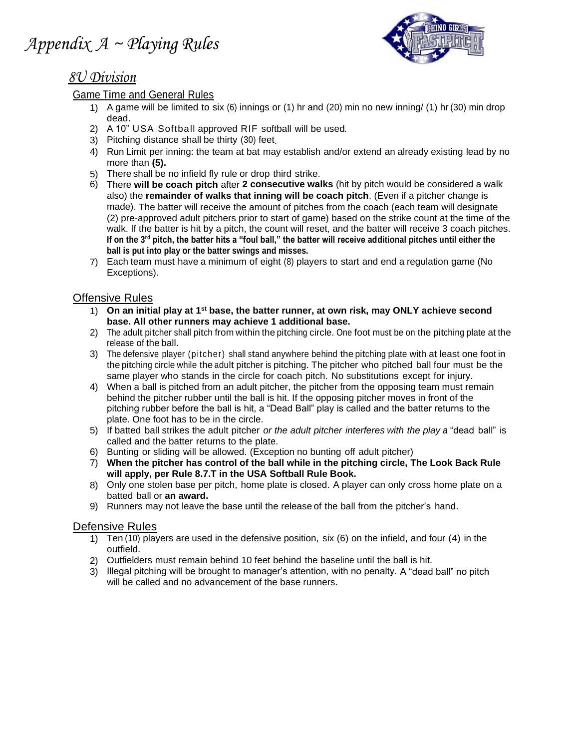# Appendix A ~ Playing Rules

## 8U Division

### Game Time and General Rules

1) A game will be limited to six (6) innings or (1) hr and (20) min no new inning/ (1) hr (30) min drop dead.
2) A 10" USA Softball approved RIF softball will be used.
3) Pitching distance shall be thirty (30) feet.
4) Run Limit per inning: the team at bat may establish and/or extend an already existing lead by no more than **(5).**
5) There shall be no infield fly rule or drop third strike.
6) There **will be coach pitch** after **2 consecutive walks** (hit by pitch would be considered a walk also) the **remainder of walks that inning will be coach pitch**. (Even if a pitcher change is made). The batter will receive the amount of pitches from the coach (each team will designate (2) pre-approved adult pitchers prior to start of game) based on the strike count at the time of the walk. If the batter is hit by a pitch, the count will reset, and the batter will receive 3 coach pitches. **If on the 3rd pitch, the batter hits a "foul ball," the batter will receive additional pitches until either the ball is put into play or the batter swings and misses.**
7) Each team must have a minimum of eight (8) players to start and end a regulation game (No Exceptions).

### Offensive Rules

1) **On an initial play at 1st base, the batter runner, at own risk, may ONLY achieve second base. All other runners may achieve 1 additional base.**
2) The adult pitcher shall pitch from within the pitching circle. One foot must be on the pitching plate at the release of the ball.
3) The defensive player (pitcher) shall stand anywhere behind the pitching plate with at least one foot in the pitching circle while the adult pitcher is pitching. The pitcher who pitched ball four must be the same player who stands in the circle for coach pitch. No substitutions except for injury.
4) When a ball is pitched from an adult pitcher, the pitcher from the opposing team must remain behind the pitcher rubber until the ball is hit. If the opposing pitcher moves in front of the pitching rubber before the ball is hit, a "Dead Ball" play is called and the batter returns to the plate. One foot has to be in the circle.
5) If batted ball strikes the adult pitcher *or the adult pitcher interferes with the play a* "dead ball" is called and the batter returns to the plate.
6) Bunting or sliding will be allowed. (Exception no bunting off adult pitcher)
7) **When the pitcher has control of the ball while in the pitching circle, The Look Back Rule will apply, per Rule 8.7.T in the USA Softball Rule Book.**
8) Only one stolen base per pitch, home plate is closed. A player can only cross home plate on a batted ball or **an award.**
9) Runners may not leave the base until the release of the ball from the pitcher's hand.

### Defensive Rules

1) Ten (10) players are used in the defensive position, six (6) on the infield, and four (4) in the outfield.
2) Outfielders must remain behind 10 feet behind the baseline until the ball is hit.
3) Illegal pitching will be brought to manager's attention, with no penalty. A "dead ball" no pitch will be called and no advancement of the base runners.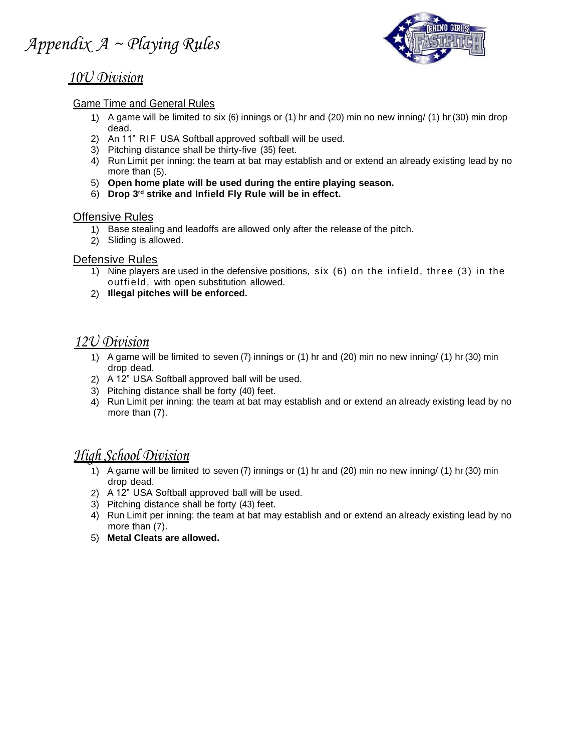# *Appendix A ~ Playing Rules*

## *10U Division*

### Game Time and General Rules

1) A game will be limited to six (6) innings or (1) hr and (20) min no new inning/ (1) hr (30) min drop dead.
2) An 11" RIF USA Softball approved softball will be used.
3) Pitching distance shall be thirty-five (35) feet.
4) Run Limit per inning: the team at bat may establish and or extend an already existing lead by no more than (5).
5) **Open home plate will be used during the entire playing season.**
6) **Drop 3rd strike and Infield Fly Rule will be in effect.**

### Offensive Rules

1) Base stealing and leadoffs are allowed only after the release of the pitch.
2) Sliding is allowed.

### Defensive Rules

1) Nine players are used in the defensive positions, six (6) on the infield, three (3) in the outfield, with open substitution allowed.
2) **Illegal pitches will be enforced.**

## *12U Division*

1) A game will be limited to seven (7) innings or (1) hr and (20) min no new inning/ (1) hr (30) min drop dead.
2) A 12" USA Softball approved ball will be used.
3) Pitching distance shall be forty (40) feet.
4) Run Limit per inning: the team at bat may establish and or extend an already existing lead by no more than (7).

## *High School Division*

1) A game will be limited to seven (7) innings or (1) hr and (20) min no new inning/ (1) hr (30) min drop dead.
2) A 12" USA Softball approved ball will be used.
3) Pitching distance shall be forty (43) feet.
4) Run Limit per inning: the team at bat may establish and or extend an already existing lead by no more than (7).
5) **Metal Cleats are allowed.**